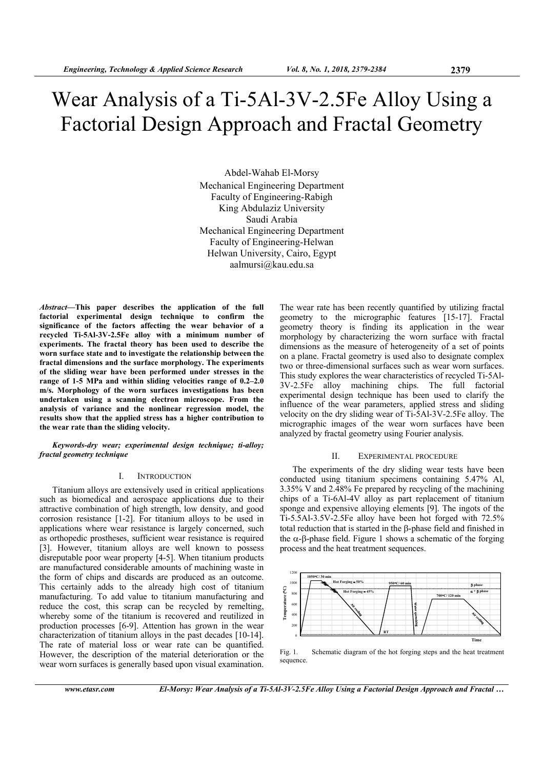# Wear Analysis of a Ti-5Al-3V-2.5Fe Alloy Using a Factorial Design Approach and Fractal Geometry

Abdel-Wahab El-Morsy
Mechanical Engineering Department
Faculty of Engineering-Rabigh
King Abdulaziz University
Saudi Arabia
Mechanical Engineering Department
Faculty of Engineering-Helwan
Helwan University, Cairo, Egypt
aalmursi@kau.edu.sa

***Abstract*—This paper describes the application of the full factorial experimental design technique to confirm the significance of the factors affecting the wear behavior of a recycled Ti-5Al-3V-2.5Fe alloy with a minimum number of experiments. The fractal theory has been used to describe the worn surface state and to investigate the relationship between the fractal dimensions and the surface morphology. The experiments of the sliding wear have been performed under stresses in the range of 1-5 MPa and within sliding velocities range of 0.2–2.0 m/s. Morphology of the worn surfaces investigations has been undertaken using a scanning electron microscope. From the analysis of variance and the nonlinear regression model, the results show that the applied stress has a higher contribution to the wear rate than the sliding velocity.**

***Keywords-dry wear; experimental design technique; ti-alloy; fractal geometry technique***

## I. INTRODUCTION

Titanium alloys are extensively used in critical applications such as biomedical and aerospace applications due to their attractive combination of high strength, low density, and good corrosion resistance [1-2]. For titanium alloys to be used in applications where wear resistance is largely concerned, such as orthopedic prostheses, sufficient wear resistance is required [3]. However, titanium alloys are well known to possess disreputable poor wear property [4-5]. When titanium products are manufactured considerable amounts of machining waste in the form of chips and discards are produced as an outcome. This certainly adds to the already high cost of titanium manufacturing. To add value to titanium manufacturing and reduce the cost, this scrap can be recycled by remelting, whereby some of the titanium is recovered and reutilized in production processes [6-9]. Attention has grown in the wear characterization of titanium alloys in the past decades [10-14]. The rate of material loss or wear rate can be quantified. However, the description of the material deterioration or the wear worn surfaces is generally based upon visual examination. The wear rate has been recently quantified by utilizing fractal geometry to the micrographic features [15-17]. Fractal geometry theory is finding its application in the wear morphology by characterizing the worn surface with fractal dimensions as the measure of heterogeneity of a set of points on a plane. Fractal geometry is used also to designate complex two or three-dimensional surfaces such as wear worn surfaces. This study explores the wear characteristics of recycled Ti-5Al-3V-2.5Fe alloy machining chips. The full factorial experimental design technique has been used to clarify the influence of the wear parameters, applied stress and sliding velocity on the dry sliding wear of Ti-5Al-3V-2.5Fe alloy. The micrographic images of the wear worn surfaces have been analyzed by fractal geometry using Fourier analysis.

## II. EXPERIMENTAL PROCEDURE

The experiments of the dry sliding wear tests have been conducted using titanium specimens containing 5.47% Al, 3.35% V and 2.48% Fe prepared by recycling of the machining chips of a Ti-6Al-4V alloy as part replacement of titanium sponge and expensive alloying elements [9]. The ingots of the Ti-5.5Al-3.5V-2.5Fe alloy have been hot forged with 72.5% total reduction that is started in the β-phase field and finished in the α-β-phase field. Figure 1 shows a schematic of the forging process and the heat treatment sequences.

Fig. 1. Schematic diagram of the hot forging steps and the heat treatment sequence.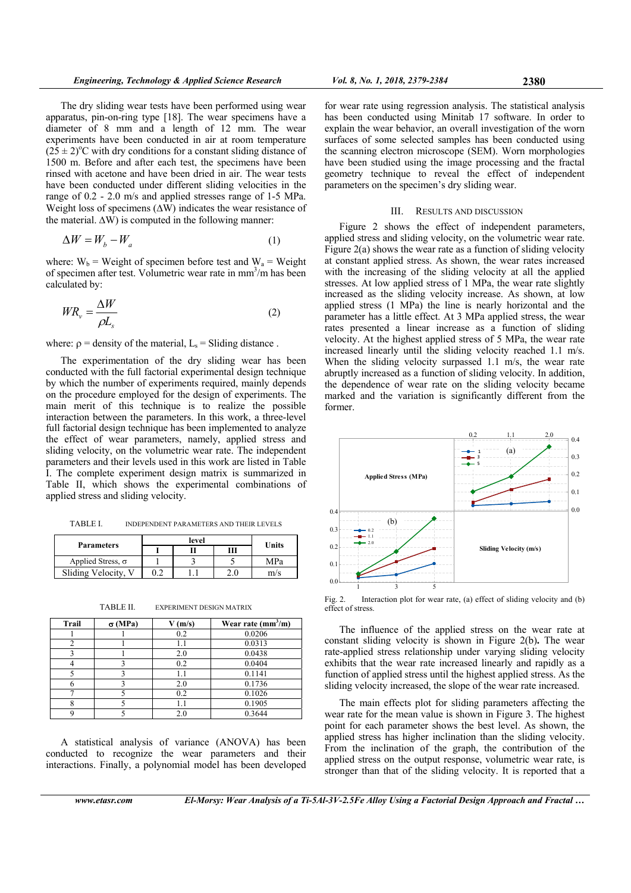The dry sliding wear tests have been performed using wear apparatus, pin-on-ring type [18]. The wear specimens have a diameter of 8 mm and a length of 12 mm. The wear experiments have been conducted in air at room temperature $(25 \pm 2)^{o}$C with dry conditions for a constant sliding distance of 1500 m. Before and after each test, the specimens have been rinsed with acetone and have been dried in air. The wear tests have been conducted under different sliding velocities in the range of 0.2 - 2.0 m/s and applied stresses range of 1-5 MPa. Weight loss of specimens ($\Delta W$) indicates the wear resistance of the material. $\Delta W$) is computed in the following manner:

$$\Delta W = W_b - W_a \tag{1}$$

where: $W_b$ = Weight of specimen before test and $W_a$ = Weight of specimen after test. Volumetric wear rate in mm$^3$/m has been calculated by:

$$WR_v = \frac{\Delta W}{\rho L_s} \tag{2}$$

where: $\rho$ = density of the material, $L_s$ = Sliding distance .

The experimentation of the dry sliding wear has been conducted with the full factorial experimental design technique by which the number of experiments required, mainly depends on the procedure employed for the design of experiments. The main merit of this technique is to realize the possible interaction between the parameters. In this work, a three-level full factorial design technique has been implemented to analyze the effect of wear parameters, namely, applied stress and sliding velocity, on the volumetric wear rate. The independent parameters and their levels used in this work are listed in Table I. The complete experiment design matrix is summarized in Table II, which shows the experimental combinations of applied stress and sliding velocity.

TABLE I. INDEPENDENT PARAMETERS AND THEIR LEVELS

| Parameters | level | | | Units |
|---|---|---|---|---|
| | I | II | III | |
| Applied Stress, σ | 1 | 3 | 5 | MPa |
| Sliding Velocity, V | 0.2 | 1.1 | 2.0 | m/s |

TABLE II. EXPERIMENT DESIGN MATRIX

| Trail | σ (MPa) | V (m/s) | Wear rate (mm$^3$/m) |
|---|---|---|---|
| 1 | 1 | 0.2 | 0.0206 |
| 2 | 1 | 1.1 | 0.0313 |
| 3 | 1 | 2.0 | 0.0438 |
| 4 | 3 | 0.2 | 0.0404 |
| 5 | 3 | 1.1 | 0.1141 |
| 6 | 3 | 2.0 | 0.1736 |
| 7 | 5 | 0.2 | 0.1026 |
| 8 | 5 | 1.1 | 0.1905 |
| 9 | 5 | 2.0 | 0.3644 |

A statistical analysis of variance (ANOVA) has been conducted to recognize the wear parameters and their interactions. Finally, a polynomial model has been developed for wear rate using regression analysis. The statistical analysis has been conducted using Minitab 17 software. In order to explain the wear behavior, an overall investigation of the worn surfaces of some selected samples has been conducted using the scanning electron microscope (SEM). Worn morphologies have been studied using the image processing and the fractal geometry technique to reveal the effect of independent parameters on the specimen's dry sliding wear.

## III. RESULTS AND DISCUSSION

Figure 2 shows the effect of independent parameters, applied stress and sliding velocity, on the volumetric wear rate. Figure 2(a) shows the wear rate as a function of sliding velocity at constant applied stress. As shown, the wear rates increased with the increasing of the sliding velocity at all the applied stresses. At low applied stress of 1 MPa, the wear rate slightly increased as the sliding velocity increase. As shown, at low applied stress (1 MPa) the line is nearly horizontal and the parameter has a little effect. At 3 MPa applied stress, the wear rates presented a linear increase as a function of sliding velocity. At the highest applied stress of 5 MPa, the wear rate increased linearly until the sliding velocity reached 1.1 m/s. When the sliding velocity surpassed 1.1 m/s, the wear rate abruptly increased as a function of the sliding velocity. In addition, the dependence of wear rate on the sliding velocity became marked and the variation is significantly different from the former.

Fig. 2. Interaction plot for wear rate, (a) effect of sliding velocity and (b) effect of stress.

The influence of the applied stress on the wear rate at constant sliding velocity is shown in Figure 2(b). The wear rate-applied stress relationship under varying sliding velocity exhibits that the wear rate increased linearly and rapidly as a function of applied stress until the highest applied stress. As the sliding velocity increased, the slope of the wear rate increased.

The main effects plot for sliding parameters affecting the wear rate for the mean value is shown in Figure 3. The highest point for each parameter shows the best level. As shown, the applied stress has higher inclination than the sliding velocity. From the inclination of the graph, the contribution of the applied stress on the output response, volumetric wear rate, is stronger than that of the sliding velocity. It is reported that a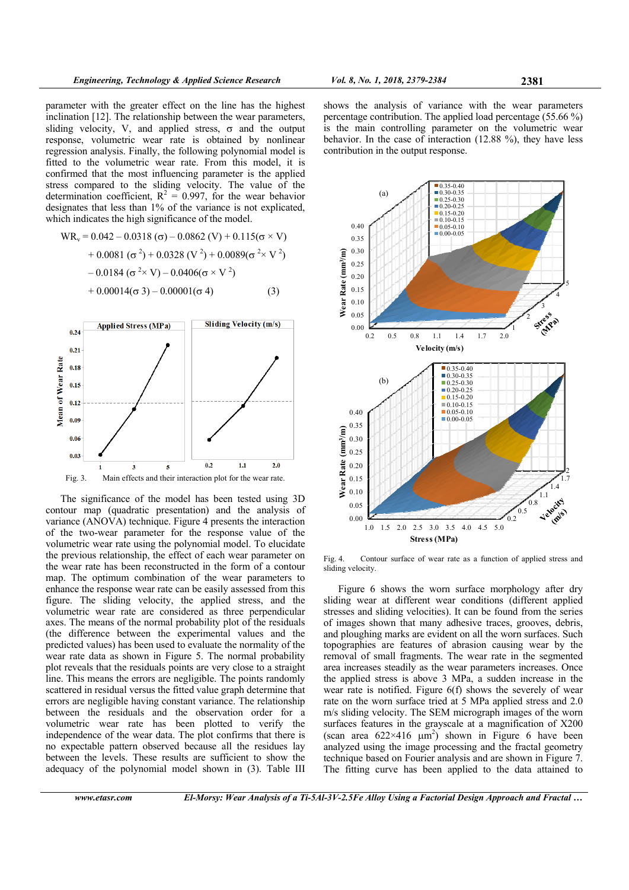parameter with the greater effect on the line has the highest inclination [12]. The relationship between the wear parameters, sliding velocity, V, and applied stress, σ and the output response, volumetric wear rate is obtained by nonlinear regression analysis. Finally, the following polynomial model is fitted to the volumetric wear rate. From this model, it is confirmed that the most influencing parameter is the applied stress compared to the sliding velocity. The value of the determination coefficient, $R^2$ = 0.997, for the wear behavior designates that less than 1% of the variance is not explicated, which indicates the high significance of the model.

$$
\begin{aligned}
WR_v = {} & 0.042 - 0.0318\,(\sigma) - 0.0862\,(V) + 0.115(\sigma \times V) \\
& + 0.0081\,(\sigma^2) + 0.0328\,(V^2) + 0.0089(\sigma^2 \times V^2) \\
& - 0.0184\,(\sigma^2 \times V) - 0.0406(\sigma \times V^2) \\
& + 0.00014(\sigma 3) - 0.00001(\sigma 4) \qquad (3)
\end{aligned}
$$

Fig. 3. Main effects and their interaction plot for the wear rate.

The significance of the model has been tested using 3D contour map (quadratic presentation) and the analysis of variance (ANOVA) technique. Figure 4 presents the interaction of the two-wear parameter for the response value of the volumetric wear rate using the polynomial model. To elucidate the previous relationship, the effect of each wear parameter on the wear rate has been reconstructed in the form of a contour map. The optimum combination of the wear parameters to enhance the response wear rate can be easily assessed from this figure. The sliding velocity, the applied stress, and the volumetric wear rate are considered as three perpendicular axes. The means of the normal probability plot of the residuals (the difference between the experimental values and the predicted values) has been used to evaluate the normality of the wear rate data as shown in Figure 5. The normal probability plot reveals that the residuals points are very close to a straight line. This means the errors are negligible. The points randomly scattered in residual versus the fitted value graph determine that errors are negligible having constant variance. The relationship between the residuals and the observation order for a volumetric wear rate has been plotted to verify the independence of the wear data. The plot confirms that there is no expectable pattern observed because all the residues lay between the levels. These results are sufficient to show the adequacy of the polynomial model shown in (3). Table III shows the analysis of variance with the wear parameters percentage contribution. The applied load percentage (55.66 %) is the main controlling parameter on the volumetric wear behavior. In the case of interaction (12.88 %), they have less contribution in the output response.

Fig. 4. Contour surface of wear rate as a function of applied stress and sliding velocity.

Figure 6 shows the worn surface morphology after dry sliding wear at different wear conditions (different applied stresses and sliding velocities). It can be found from the series of images shown that many adhesive traces, grooves, debris, and ploughing marks are evident on all the worn surfaces. Such topographies are features of abrasion causing wear by the removal of small fragments. The wear rate in the segmented area increases steadily as the wear parameters increases. Once the applied stress is above 3 MPa, a sudden increase in the wear rate is notified. Figure 6(f) shows the severely of wear rate on the worn surface tried at 5 MPa applied stress and 2.0 m/s sliding velocity. The SEM micrograph images of the worn surfaces features in the grayscale at a magnification of X200 (scan area 622×416 $\mu m^2$) shown in Figure 6 have been analyzed using the image processing and the fractal geometry technique based on Fourier analysis and are shown in Figure 7. The fitting curve has been applied to the data attained to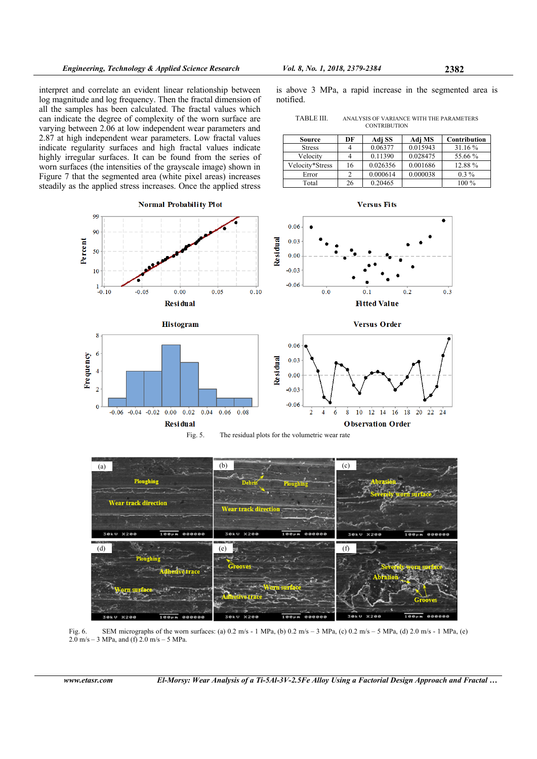interpret and correlate an evident linear relationship between log magnitude and log frequency. Then the fractal dimension of all the samples has been calculated. The fractal values which can indicate the degree of complexity of the worn surface are varying between 2.06 at low independent wear parameters and 2.87 at high independent wear parameters. Low fractal values indicate regularity surfaces and high fractal values indicate highly irregular surfaces. It can be found from the series of worn surfaces (the intensities of the grayscale image) shown in Figure 7 that the segmented area (white pixel areas) increases steadily as the applied stress increases. Once the applied stress is above 3 MPa, a rapid increase in the segmented area is notified.

TABLE III. ANALYSIS OF VARIANCE WITH THE PARAMETERS CONTRIBUTION

| Source | DF | Adj SS | Adj MS | Contribution |
|---|---|---|---|---|
| Stress | 4 | 0.06377 | 0.015943 | 31.16 % |
| Velocity | 4 | 0.11390 | 0.028475 | 55.66 % |
| Velocity*Stress | 16 | 0.026356 | 0.001686 | 12.88 % |
| Error | 2 | 0.000614 | 0.000038 | 0.3 % |
| Total | 26 | 0.20465 | | 100 % |

Fig. 5. The residual plots for the volumetric wear rate

Fig. 6. SEM micrographs of the worn surfaces: (a) 0.2 m/s - 1 MPa, (b) 0.2 m/s – 3 MPa, (c) 0.2 m/s – 5 MPa, (d) 2.0 m/s - 1 MPa, (e) 2.0 m/s – 3 MPa, and (f) 2.0 m/s – 5 MPa.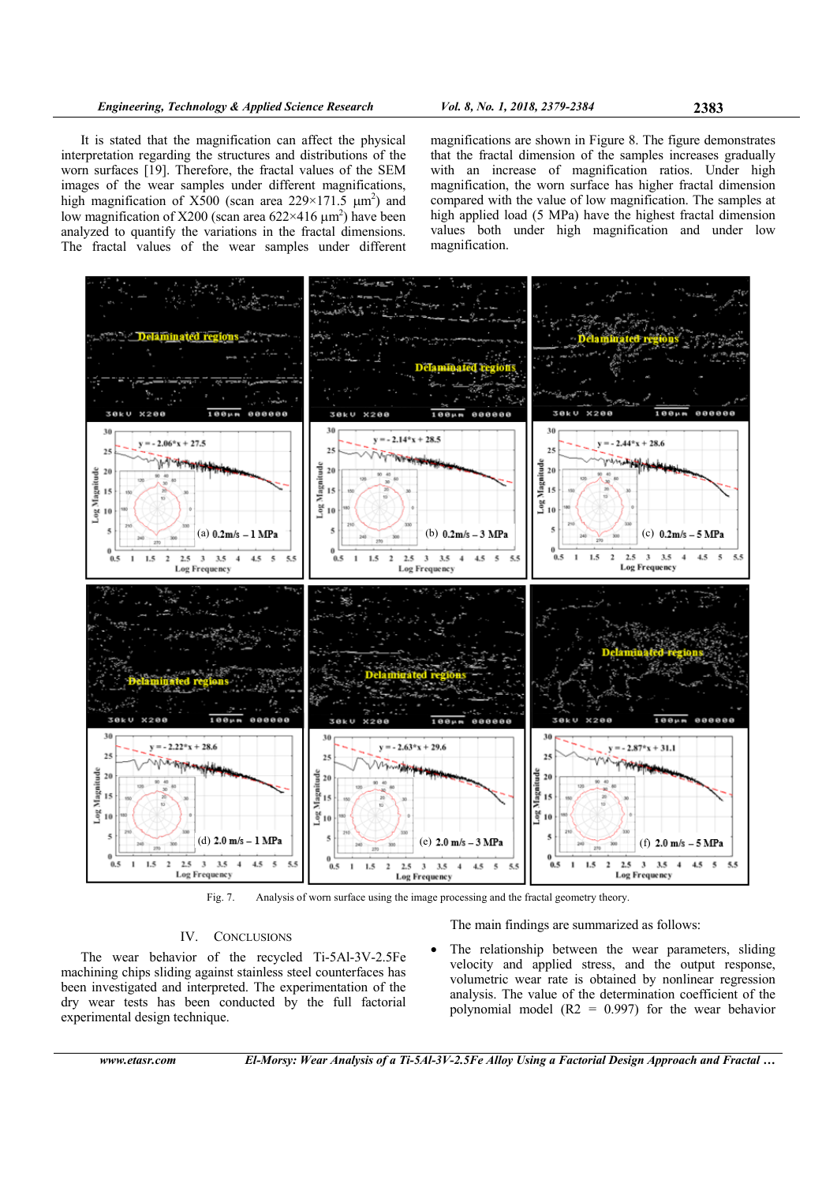It is stated that the magnification can affect the physical interpretation regarding the structures and distributions of the worn surfaces [19]. Therefore, the fractal values of the SEM images of the wear samples under different magnifications, high magnification of X500 (scan area 229×171.5 $\mu m^2$) and low magnification of X200 (scan area 622×416 $\mu m^2$) have been analyzed to quantify the variations in the fractal dimensions. The fractal values of the wear samples under different magnifications are shown in Figure 8. The figure demonstrates that the fractal dimension of the samples increases gradually with an increase of magnification ratios. Under high magnification, the worn surface has higher fractal dimension compared with the value of low magnification. The samples at high applied load (5 MPa) have the highest fractal dimension values both under high magnification and under low magnification.

Fig. 7. Analysis of worn surface using the image processing and the fractal geometry theory.

## IV. Conclusions

The wear behavior of the recycled Ti-5Al-3V-2.5Fe machining chips sliding against stainless steel counterfaces has been investigated and interpreted. The experimentation of the dry wear tests has been conducted by the full factorial experimental design technique.

The main findings are summarized as follows:

- The relationship between the wear parameters, sliding velocity and applied stress, and the output response, volumetric wear rate is obtained by nonlinear regression analysis. The value of the determination coefficient of the polynomial model (R2 = 0.997) for the wear behavior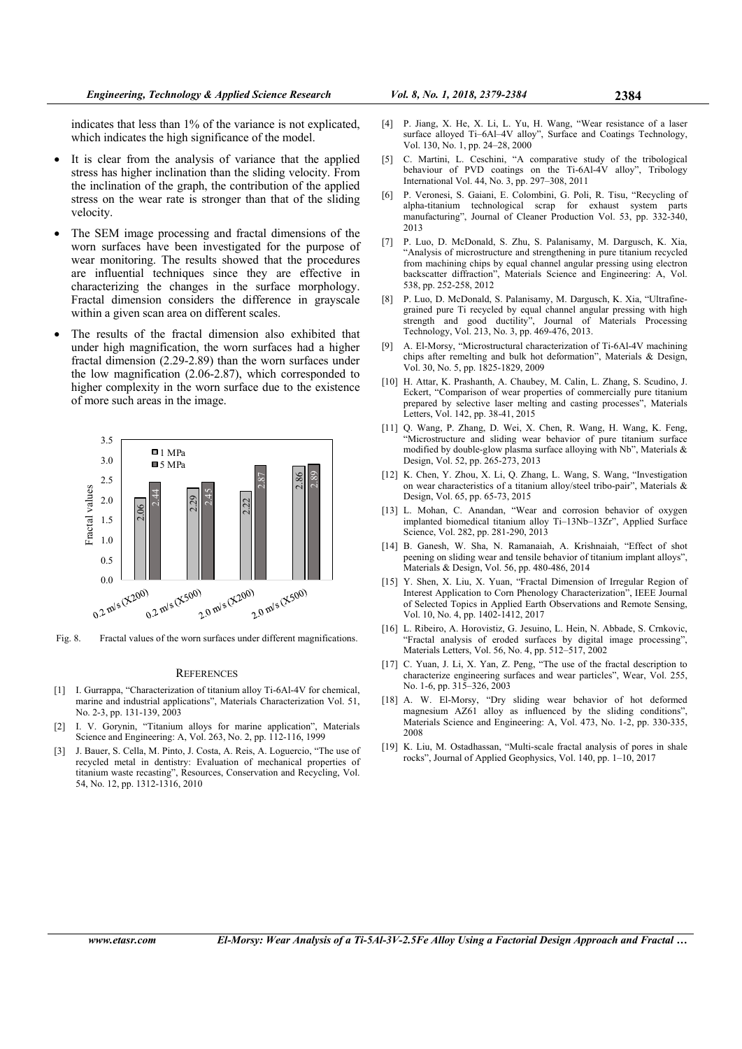indicates that less than 1% of the variance is not explicated, which indicates the high significance of the model.

- It is clear from the analysis of variance that the applied stress has higher inclination than the sliding velocity. From the inclination of the graph, the contribution of the applied stress on the wear rate is stronger than that of the sliding velocity.
- The SEM image processing and fractal dimensions of the worn surfaces have been investigated for the purpose of wear monitoring. The results showed that the procedures are influential techniques since they are effective in characterizing the changes in the surface morphology. Fractal dimension considers the difference in grayscale within a given scan area on different scales.
- The results of the fractal dimension also exhibited that under high magnification, the worn surfaces had a higher fractal dimension (2.29-2.89) than the worn surfaces under the low magnification (2.06-2.87), which corresponded to higher complexity in the worn surface due to the existence of more such areas in the image.

Fractal values

3.5
3.0
2.5
2.0
1.5
1.0
0.5
0.0

1 MPa
5 MPa

2.06
2.44
2.29
2.45
2.22
2.87
2.86
2.89

0.2 m/s (X200)
0.2 m/s (X500)
2.0 m/s (X200)
2.0 m/s (X500)

Fig. 8. Fractal values of the worn surfaces under different magnifications.

## REFERENCES

[1] I. Gurrappa, "Characterization of titanium alloy Ti-6Al-4V for chemical, marine and industrial applications", Materials Characterization Vol. 51, No. 2-3, pp. 131-139, 2003

[2] I. V. Gorynin, "Titanium alloys for marine application", Materials Science and Engineering: A, Vol. 263, No. 2, pp. 112-116, 1999

[3] J. Bauer, S. Cella, M. Pinto, J. Costa, A. Reis, A. Loguercio, "The use of recycled metal in dentistry: Evaluation of mechanical properties of titanium waste recasting", Resources, Conservation and Recycling, Vol. 54, No. 12, pp. 1312-1316, 2010

[4] P. Jiang, X. He, X. Li, L. Yu, H. Wang, "Wear resistance of a laser surface alloyed Ti–6Al–4V alloy", Surface and Coatings Technology, Vol. 130, No. 1, pp. 24–28, 2000

[5] C. Martini, L. Ceschini, "A comparative study of the tribological behaviour of PVD coatings on the Ti-6Al-4V alloy", Tribology International Vol. 44, No. 3, pp. 297–308, 2011

[6] P. Veronesi, S. Gaiani, E. Colombini, G. Poli, R. Tisu, "Recycling of alpha-titanium technological scrap for exhaust system parts manufacturing", Journal of Cleaner Production Vol. 53, pp. 332-340, 2013

[7] P. Luo, D. McDonald, S. Zhu, S. Palanisamy, M. Dargusch, K. Xia, "Analysis of microstructure and strengthening in pure titanium recycled from machining chips by equal channel angular pressing using electron backscatter diffraction", Materials Science and Engineering: A, Vol. 538, pp. 252-258, 2012

[8] P. Luo, D. McDonald, S. Palanisamy, M. Dargusch, K. Xia, "Ultrafine-grained pure Ti recycled by equal channel angular pressing with high strength and good ductility", Journal of Materials Processing Technology, Vol. 213, No. 3, pp. 469-476, 2013.

[9] A. El-Morsy, "Microstructural characterization of Ti-6Al-4V machining chips after remelting and bulk hot deformation", Materials & Design, Vol. 30, No. 5, pp. 1825-1829, 2009

[10] H. Attar, K. Prashanth, A. Chaubey, M. Calin, L. Zhang, S. Scudino, J. Eckert, "Comparison of wear properties of commercially pure titanium prepared by selective laser melting and casting processes", Materials Letters, Vol. 142, pp. 38-41, 2015

[11] Q. Wang, P. Zhang, D. Wei, X. Chen, R. Wang, H. Wang, K. Feng, "Microstructure and sliding wear behavior of pure titanium surface modified by double-glow plasma surface alloying with Nb", Materials & Design, Vol. 52, pp. 265-273, 2013

[12] K. Chen, Y. Zhou, X. Li, Q. Zhang, L. Wang, S. Wang, "Investigation on wear characteristics of a titanium alloy/steel tribo-pair", Materials & Design, Vol. 65, pp. 65-73, 2015

[13] L. Mohan, C. Anandan, "Wear and corrosion behavior of oxygen implanted biomedical titanium alloy Ti–13Nb–13Zr", Applied Surface Science, Vol. 282, pp. 281-290, 2013

[14] B. Ganesh, W. Sha, N. Ramanaiah, A. Krishnaiah, "Effect of shot peening on sliding wear and tensile behavior of titanium implant alloys", Materials & Design, Vol. 56, pp. 480-486, 2014

[15] Y. Shen, X. Liu, X. Yuan, "Fractal Dimension of Irregular Region of Interest Application to Corn Phenology Characterization", IEEE Journal of Selected Topics in Applied Earth Observations and Remote Sensing, Vol. 10, No. 4, pp. 1402-1412, 2017

[16] L. Ribeiro, A. Horovistiz, G. Jesuino, L. Hein, N. Abbade, S. Crnkovic, "Fractal analysis of eroded surfaces by digital image processing", Materials Letters, Vol. 56, No. 4, pp. 512–517, 2002

[17] C. Yuan, J. Li, X. Yan, Z. Peng, "The use of the fractal description to characterize engineering surfaces and wear particles", Wear, Vol. 255, No. 1-6, pp. 315–326, 2003

[18] A. W. El-Morsy, "Dry sliding wear behavior of hot deformed magnesium AZ61 alloy as influenced by the sliding conditions", Materials Science and Engineering: A, Vol. 473, No. 1-2, pp. 330-335, 2008

[19] K. Liu, M. Ostadhassan, "Multi-scale fractal analysis of pores in shale rocks", Journal of Applied Geophysics, Vol. 140, pp. 1–10, 2017